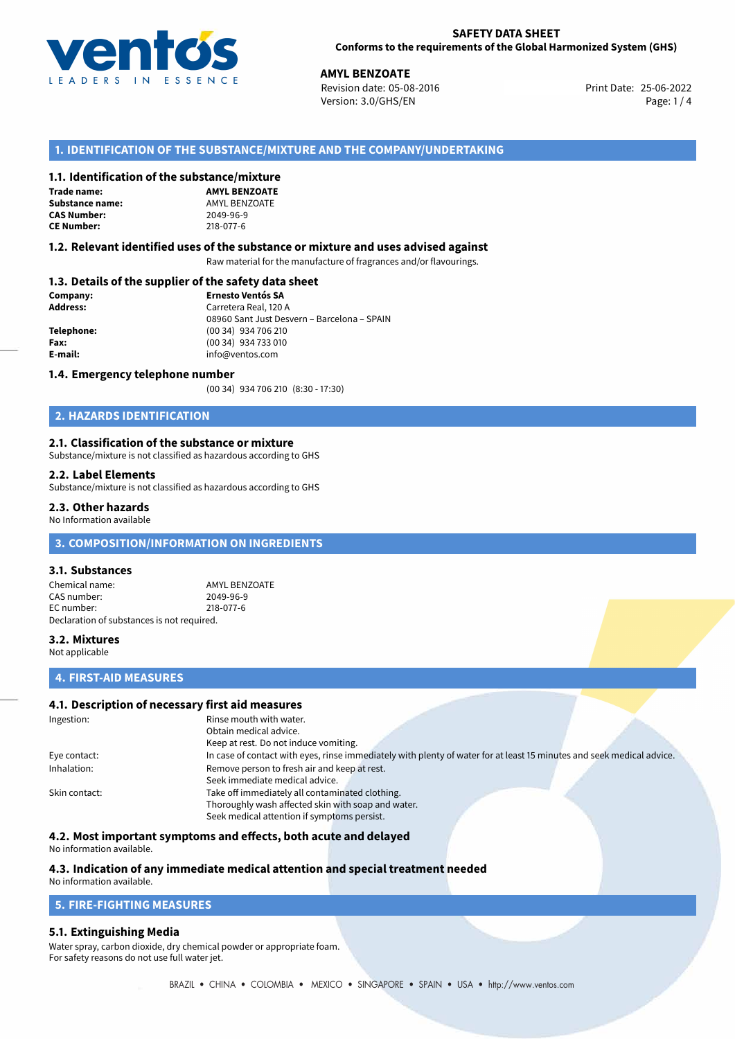**SAFETY DATA SHEET**
**Conforms to the requirements of the Global Harmonized System (GHS)**

**AMYL BENZOATE**
Revision date: 05-08-2016
Version: 3.0/GHS/EN
Print Date: 25-06-2022

## 1. IDENTIFICATION OF THE SUBSTANCE/MIXTURE AND THE COMPANY/UNDERTAKING

### 1.1. Identification of the substance/mixture

| | |
|---|---|
| **Trade name:** | **AMYL BENZOATE** |
| **Substance name:** | AMYL BENZOATE |
| **CAS Number:** | 2049-96-9 |
| **CE Number:** | 218-077-6 |

### 1.2. Relevant identified uses of the substance or mixture and uses advised against

Raw material for the manufacture of fragrances and/or flavourings.

### 1.3. Details of the supplier of the safety data sheet

| | |
|---|---|
| **Company:** | **Ernesto Ventós SA** |
| **Address:** | Carretera Real, 120 A<br>08960 Sant Just Desvern – Barcelona – SPAIN |
| **Telephone:** | (00 34) 934 706 210 |
| **Fax:** | (00 34) 934 733 010 |
| **E-mail:** | info@ventos.com |

### 1.4. Emergency telephone number

(00 34) 934 706 210 (8:30 - 17:30)

## 2. HAZARDS IDENTIFICATION

### 2.1. Classification of the substance or mixture

Substance/mixture is not classified as hazardous according to GHS

### 2.2. Label Elements

Substance/mixture is not classified as hazardous according to GHS

### 2.3. Other hazards

No Information available

## 3. COMPOSITION/INFORMATION ON INGREDIENTS

### 3.1. Substances

| | |
|---|---|
| Chemical name: | AMYL BENZOATE |
| CAS number: | 2049-96-9 |
| EC number: | 218-077-6 |

Declaration of substances is not required.

### 3.2. Mixtures

Not applicable

## 4. FIRST-AID MEASURES

### 4.1. Description of necessary first aid measures

| | |
|---|---|
| Ingestion: | Rinse mouth with water.<br>Obtain medical advice.<br>Keep at rest. Do not induce vomiting. |
| Eye contact: | In case of contact with eyes, rinse immediately with plenty of water for at least 15 minutes and seek medical advice. |
| Inhalation: | Remove person to fresh air and keep at rest.<br>Seek immediate medical advice. |
| Skin contact: | Take off immediately all contaminated clothing.<br>Thoroughly wash affected skin with soap and water.<br>Seek medical attention if symptoms persist. |

### 4.2. Most important symptoms and effects, both acute and delayed

No information available.

### 4.3. Indication of any immediate medical attention and special treatment needed

No information available.

## 5. FIRE-FIGHTING MEASURES

### 5.1. Extinguishing Media

Water spray, carbon dioxide, dry chemical powder or appropriate foam.
For safety reasons do not use full water jet.

BRAZIL • CHINA • COLOMBIA • MEXICO • SINGAPORE • SPAIN • USA • http://www.ventos.com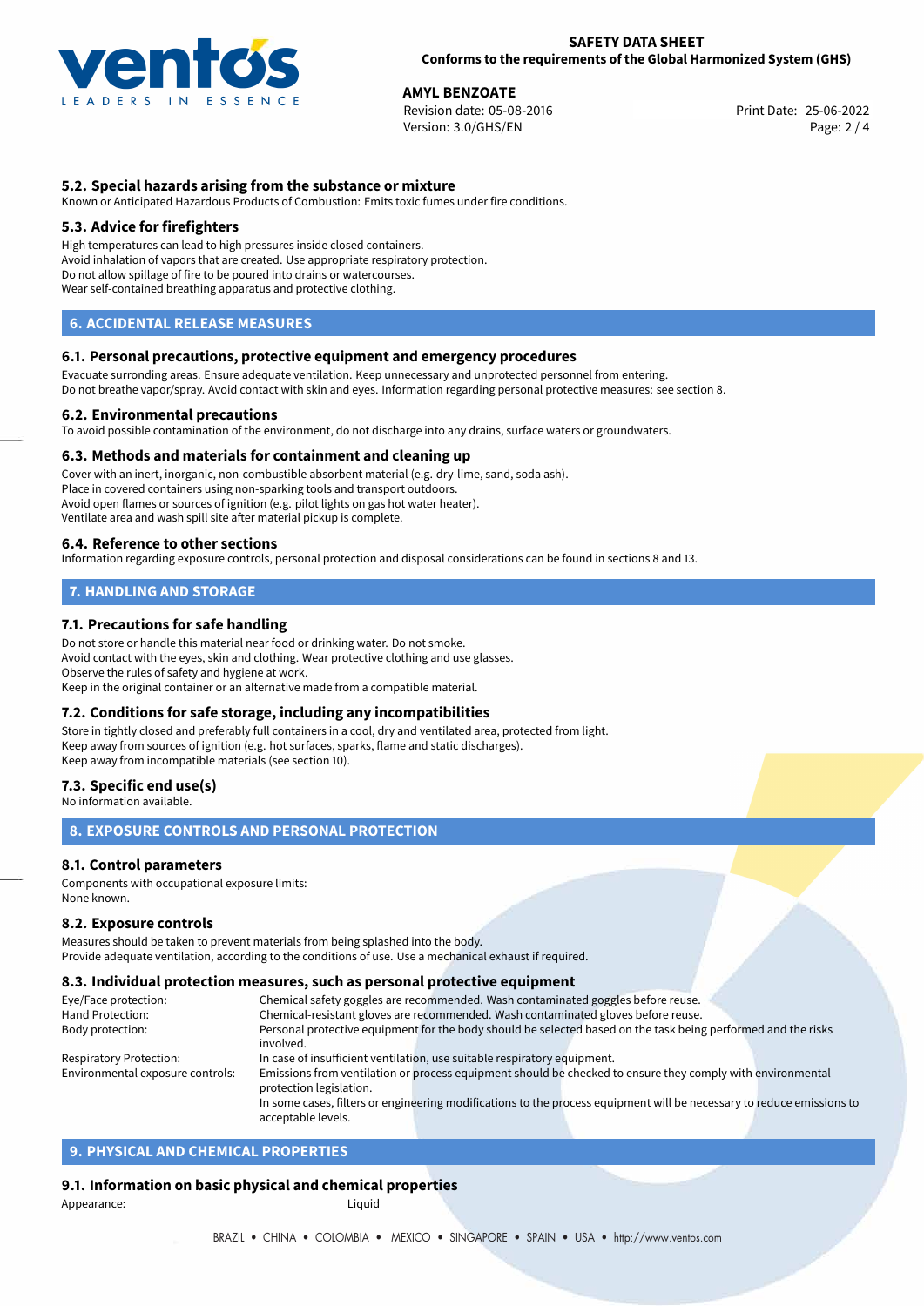### 5.2. Special hazards arising from the substance or mixture

Known or Anticipated Hazardous Products of Combustion: Emits toxic fumes under fire conditions.

### 5.3. Advice for firefighters

High temperatures can lead to high pressures inside closed containers.
Avoid inhalation of vapors that are created. Use appropriate respiratory protection.
Do not allow spillage of fire to be poured into drains or watercourses.
Wear self-contained breathing apparatus and protective clothing.

## 6. ACCIDENTAL RELEASE MEASURES

### 6.1. Personal precautions, protective equipment and emergency procedures

Evacuate surrounding areas. Ensure adequate ventilation. Keep unnecessary and unprotected personnel from entering.
Do not breathe vapor/spray. Avoid contact with skin and eyes. Information regarding personal protective measures: see section 8.

### 6.2. Environmental precautions

To avoid possible contamination of the environment, do not discharge into any drains, surface waters or groundwaters.

### 6.3. Methods and materials for containment and cleaning up

Cover with an inert, inorganic, non-combustible absorbent material (e.g. dry-lime, sand, soda ash).
Place in covered containers using non-sparking tools and transport outdoors.
Avoid open flames or sources of ignition (e.g. pilot lights on gas hot water heater).
Ventilate area and wash spill site after material pickup is complete.

### 6.4. Reference to other sections

Information regarding exposure controls, personal protection and disposal considerations can be found in sections 8 and 13.

## 7. HANDLING AND STORAGE

### 7.1. Precautions for safe handling

Do not store or handle this material near food or drinking water. Do not smoke.
Avoid contact with the eyes, skin and clothing. Wear protective clothing and use glasses.
Observe the rules of safety and hygiene at work.
Keep in the original container or an alternative made from a compatible material.

### 7.2. Conditions for safe storage, including any incompatibilities

Store in tightly closed and preferably full containers in a cool, dry and ventilated area, protected from light.
Keep away from sources of ignition (e.g. hot surfaces, sparks, flame and static discharges).
Keep away from incompatible materials (see section 10).

### 7.3. Specific end use(s)

No information available.

## 8. EXPOSURE CONTROLS AND PERSONAL PROTECTION

### 8.1. Control parameters

Components with occupational exposure limits:
None known.

### 8.2. Exposure controls

Measures should be taken to prevent materials from being splashed into the body.
Provide adequate ventilation, according to the conditions of use. Use a mechanical exhaust if required.

### 8.3. Individual protection measures, such as personal protective equipment

| | |
|---|---|
| Eye/Face protection: | Chemical safety goggles are recommended. Wash contaminated goggles before reuse. |
| Hand Protection: | Chemical-resistant gloves are recommended. Wash contaminated gloves before reuse. |
| Body protection: | Personal protective equipment for the body should be selected based on the task being performed and the risks involved. |
| Respiratory Protection: | In case of insufficient ventilation, use suitable respiratory equipment. |
| Environmental exposure controls: | Emissions from ventilation or process equipment should be checked to ensure they comply with environmental protection legislation. In some cases, filters or engineering modifications to the process equipment will be necessary to reduce emissions to acceptable levels. |

## 9. PHYSICAL AND CHEMICAL PROPERTIES

### 9.1. Information on basic physical and chemical properties

| | |
|---|---|
| Appearance: | Liquid |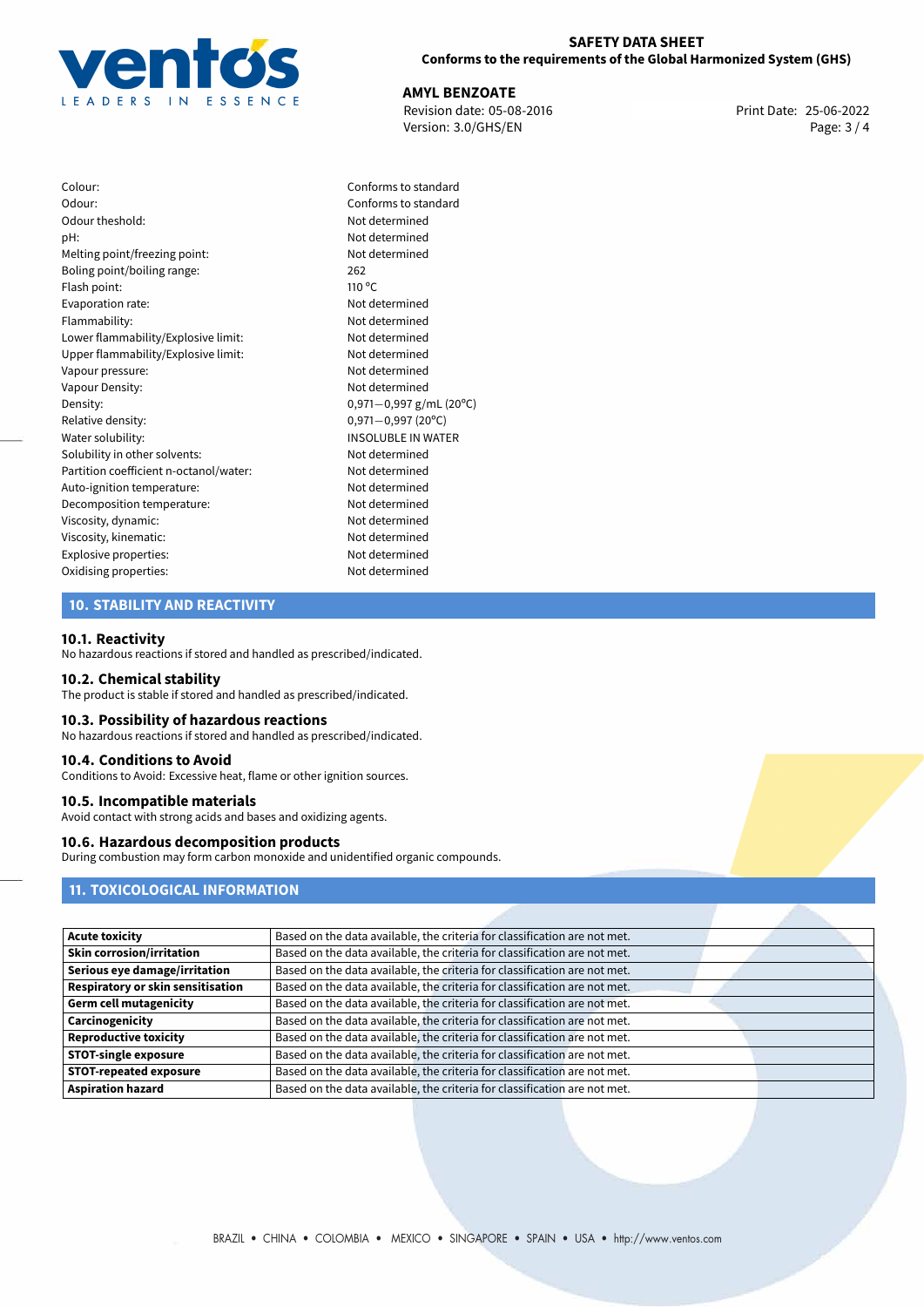| | |
|---|---|
| Colour: | Conforms to standard |
| Odour: | Conforms to standard |
| Odour theshold: | Not determined |
| pH: | Not determined |
| Melting point/freezing point: | Not determined |
| Boling point/boiling range: | 262 |
| Flash point: | 110 °C |
| Evaporation rate: | Not determined |
| Flammability: | Not determined |
| Lower flammability/Explosive limit: | Not determined |
| Upper flammability/Explosive limit: | Not determined |
| Vapour pressure: | Not determined |
| Vapour Density: | Not determined |
| Density: | 0,971—0,997 g/mL (20°C) |
| Relative density: | 0,971—0,997 (20°C) |
| Water solubility: | INSOLUBLE IN WATER |
| Solubility in other solvents: | Not determined |
| Partition coefficient n-octanol/water: | Not determined |
| Auto-ignition temperature: | Not determined |
| Decomposition temperature: | Not determined |
| Viscosity, dynamic: | Not determined |
| Viscosity, kinematic: | Not determined |
| Explosive properties: | Not determined |
| Oxidising properties: | Not determined |

## 10. STABILITY AND REACTIVITY

### 10.1. Reactivity

No hazardous reactions if stored and handled as prescribed/indicated.

### 10.2. Chemical stability

The product is stable if stored and handled as prescribed/indicated.

### 10.3. Possibility of hazardous reactions

No hazardous reactions if stored and handled as prescribed/indicated.

### 10.4. Conditions to Avoid

Conditions to Avoid: Excessive heat, flame or other ignition sources.

### 10.5. Incompatible materials

Avoid contact with strong acids and bases and oxidizing agents.

### 10.6. Hazardous decomposition products

During combustion may form carbon monoxide and unidentified organic compounds.

## 11. TOXICOLOGICAL INFORMATION

| | |
|---|---|
| **Acute toxicity** | Based on the data available, the criteria for classification are not met. |
| **Skin corrosion/irritation** | Based on the data available, the criteria for classification are not met. |
| **Serious eye damage/irritation** | Based on the data available, the criteria for classification are not met. |
| **Respiratory or skin sensitisation** | Based on the data available, the criteria for classification are not met. |
| **Germ cell mutagenicity** | Based on the data available, the criteria for classification are not met. |
| **Carcinogenicity** | Based on the data available, the criteria for classification are not met. |
| **Reproductive toxicity** | Based on the data available, the criteria for classification are not met. |
| **STOT-single exposure** | Based on the data available, the criteria for classification are not met. |
| **STOT-repeated exposure** | Based on the data available, the criteria for classification are not met. |
| **Aspiration hazard** | Based on the data available, the criteria for classification are not met. |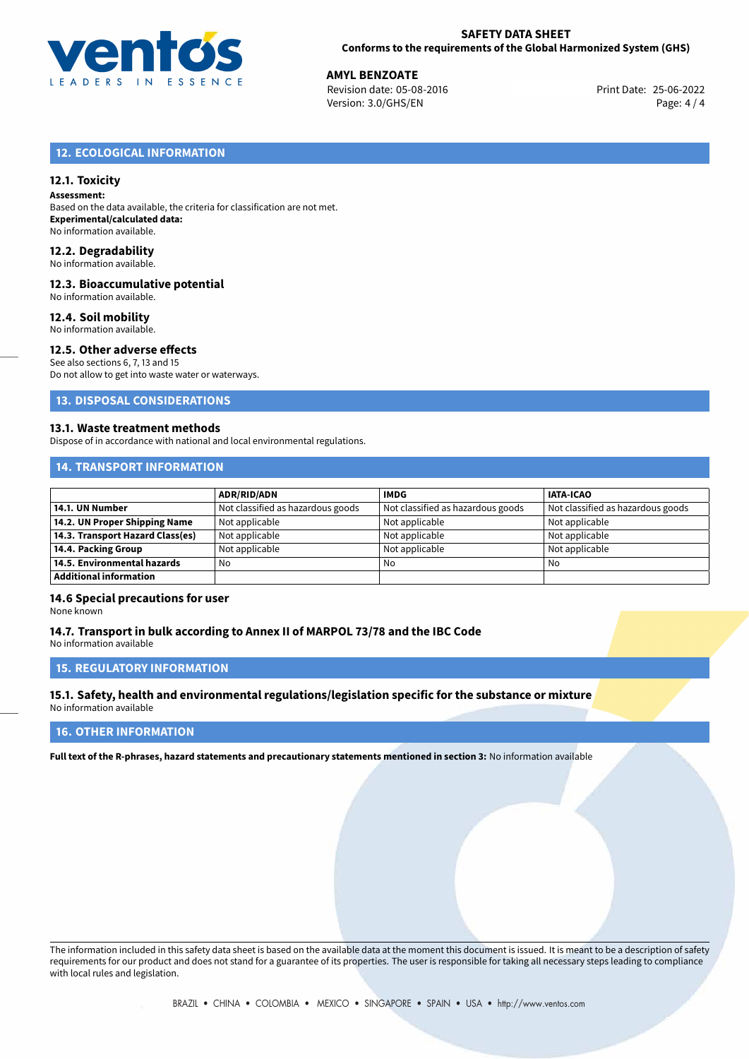## 12. ECOLOGICAL INFORMATION

### 12.1. Toxicity

**Assessment:**
Based on the data available, the criteria for classification are not met.
**Experimental/calculated data:**
No information available.

### 12.2. Degradability

No information available.

### 12.3. Bioaccumulative potential

No information available.

### 12.4. Soil mobility

No information available.

### 12.5. Other adverse effects

See also sections 6, 7, 13 and 15
Do not allow to get into waste water or waterways.

## 13. DISPOSAL CONSIDERATIONS

### 13.1. Waste treatment methods

Dispose of in accordance with national and local environmental regulations.

## 14. TRANSPORT INFORMATION

| | ADR/RID/ADN | IMDG | IATA-ICAO |
|---|---|---|---|
| **14.1. UN Number** | Not classified as hazardous goods | Not classified as hazardous goods | Not classified as hazardous goods |
| **14.2. UN Proper Shipping Name** | Not applicable | Not applicable | Not applicable |
| **14.3. Transport Hazard Class(es)** | Not applicable | Not applicable | Not applicable |
| **14.4. Packing Group** | Not applicable | Not applicable | Not applicable |
| **14.5. Environmental hazards** | No | No | No |
| **Additional information** | | | |

### 14.6 Special precautions for user

None known

### 14.7. Transport in bulk according to Annex II of MARPOL 73/78 and the IBC Code

No information available

## 15. REGULATORY INFORMATION

### 15.1. Safety, health and environmental regulations/legislation specific for the substance or mixture

No information available

## 16. OTHER INFORMATION

**Full text of the R-phrases, hazard statements and precautionary statements mentioned in section 3:** No information available

The information included in this safety data sheet is based on the available data at the moment this document is issued. It is meant to be a description of safety requirements for our product and does not stand for a guarantee of its properties. The user is responsible for taking all necessary steps leading to compliance with local rules and legislation.

BRAZIL • CHINA • COLOMBIA • MEXICO • SINGAPORE • SPAIN • USA • http://www.ventos.com